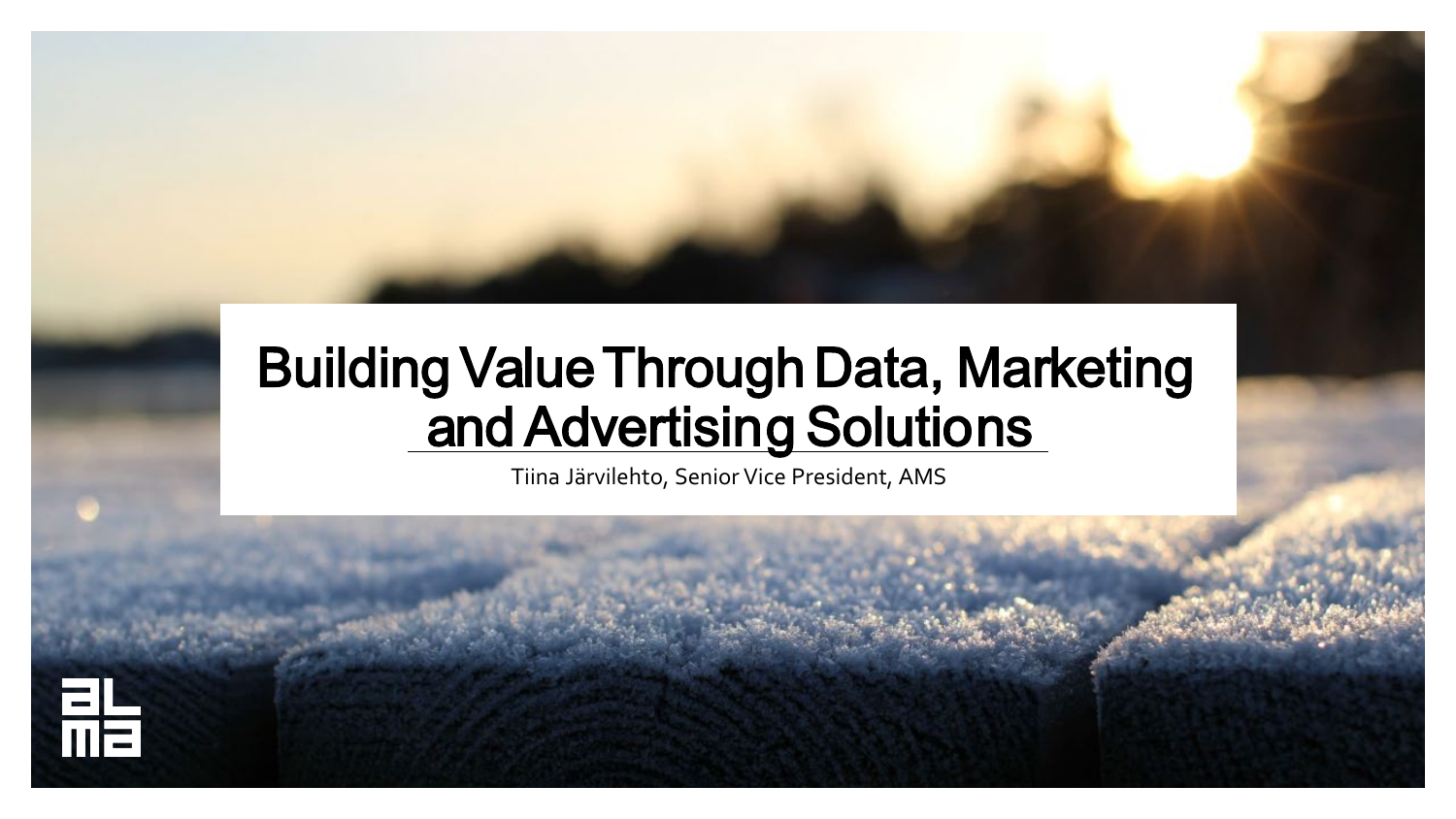# Building Value Through Data, Marketing and Advertising Solutions

Tiina Järvilehto, Senior Vice President, AMS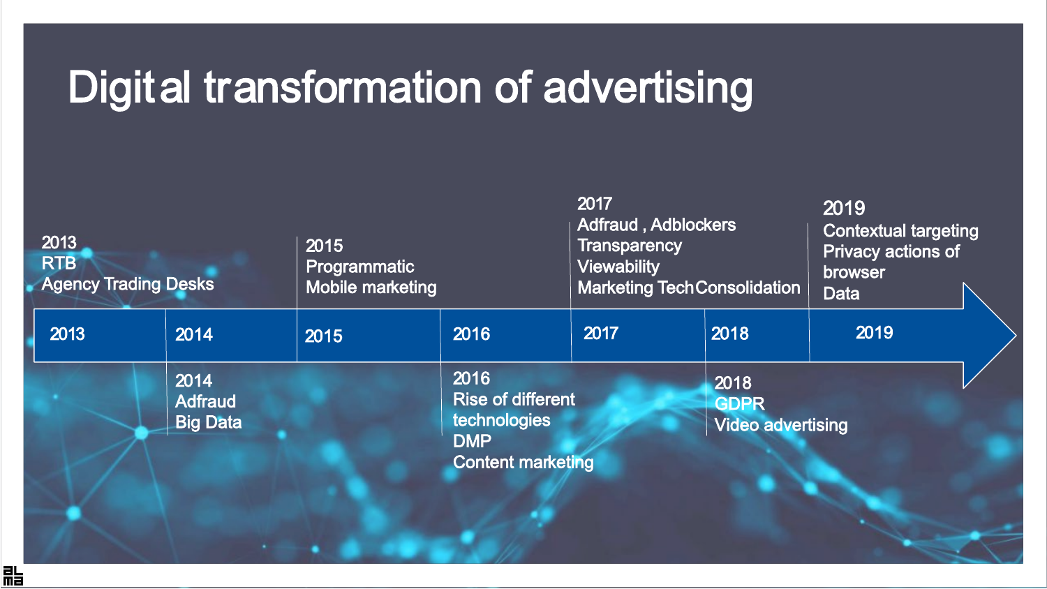# Digital transformation of advertising

**2013**
- RTB
- Agency Trading Desks

**2014**
- Adfraud
- Big Data

**2015**
- Programmatic
- Mobile marketing

**2016**
- Rise of different technologies
- DMP
- Content marketing

**2017**
- Adfraud , Adblockers
- Transparency
- Viewability
- Marketing Tech Consolidation

**2018**
- GDPR
- Video advertising

**2019**
- Contextual targeting
- Privacy actions of browser
- Data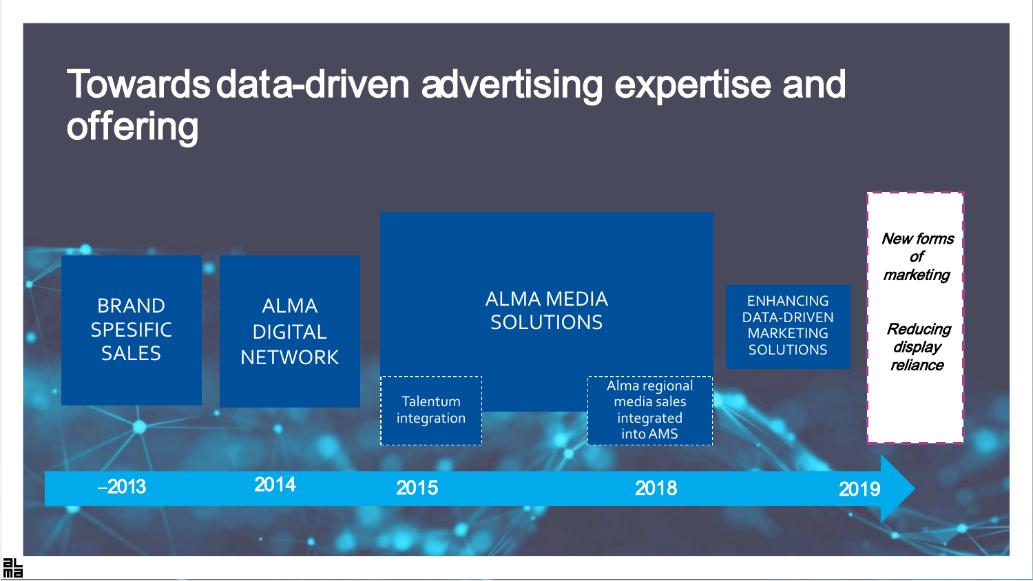# Towards data-driven advertising expertise and offering

| –2013 | 2014 | 2015 | 2018 | 2019 |
|---|---|---|---|---|
| BRAND SPESIFIC SALES | ALMA DIGITAL NETWORK | ALMA MEDIA SOLUTIONS | ENHANCING DATA-DRIVEN MARKETING SOLUTIONS | *New forms of marketing* |
| | | Talentum integration | Alma regional media sales integrated into AMS | *Reducing display reliance* |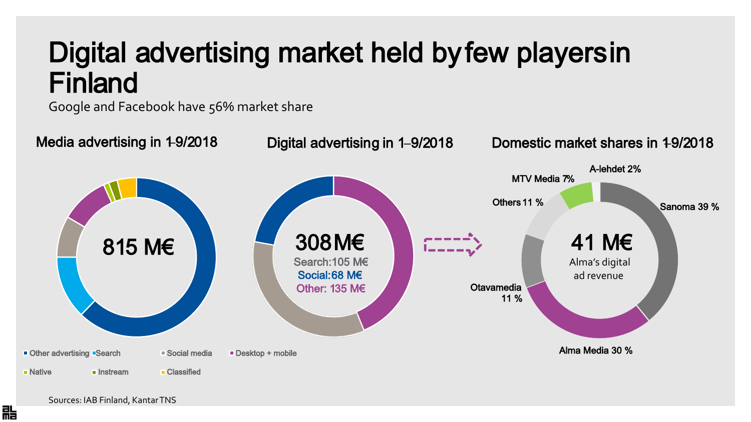# Digital advertising market held by few players in Finland

Google and Facebook have 56% market share

### Media advertising in 1-9/2018

815 M€

- Other advertising
- Search
- Social media
- Desktop + mobile
- Native
- Instream
- Classified

### Digital advertising in 1–9/2018

308 M€

Search: 105 M€

Social: 68 M€

Other: 135 M€

### Domestic market shares in 1-9/2018

41 M€

Alma's digital ad revenue

- Sanoma 39 %
- Alma Media 30 %
- Otavamedia 11 %
- Others 11 %
- MTV Media 7%
- A-lehdet 2%

Sources: IAB Finland, Kantar TNS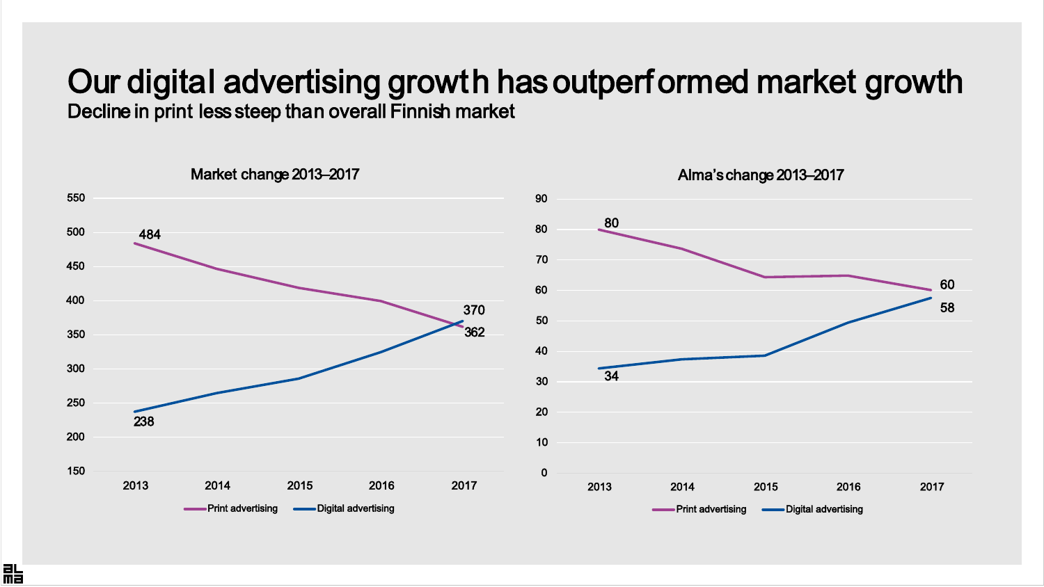# Our digital advertising growth has outperformed market growth

## Decline in print less steep than overall Finnish market

### Market change 2013–2017

| | 2013 | 2017 |
|---|---|---|
| Print advertising | 484 | 362 |
| Digital advertising | 238 | 370 |

### Alma's change 2013–2017

| | 2013 | 2017 |
|---|---|---|
| Print advertising | 80 | 60 |
| Digital advertising | 34 | 58 |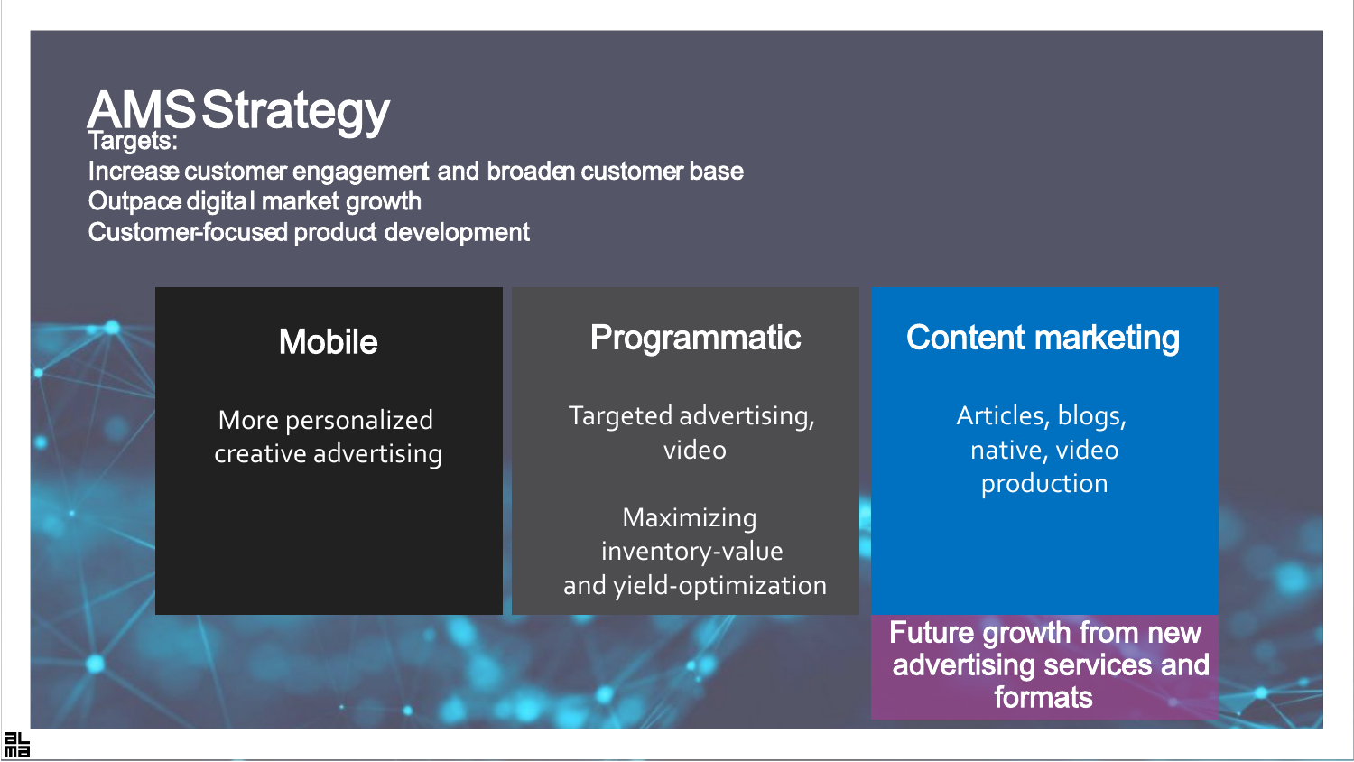# AMS Strategy

Targets:

Increase customer engagement and broaden customer base

Outpace digital market growth

Customer-focused product development

## Mobile

More personalized creative advertising

## Programmatic

Targeted advertising, video

Maximizing inventory-value and yield-optimization

## Content marketing

Articles, blogs, native, video production

**Future growth from new advertising services and formats**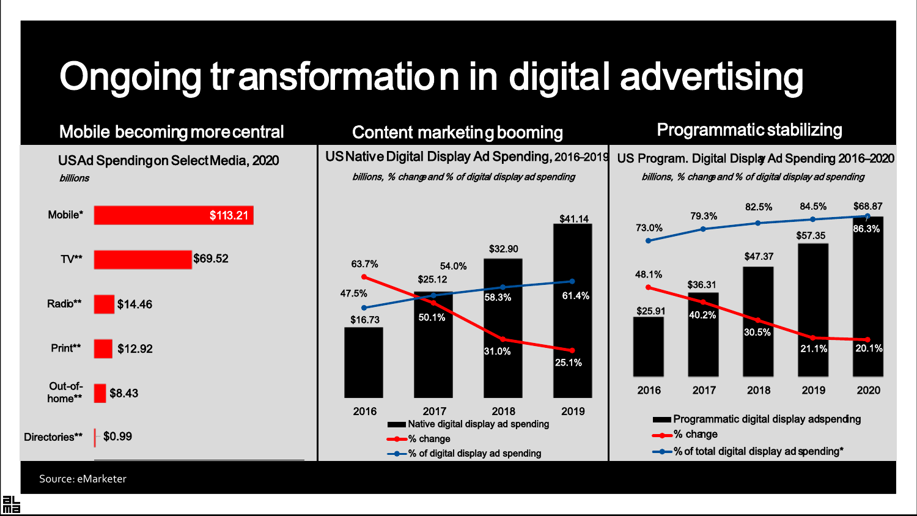# Ongoing transformation in digital advertising

## Mobile becoming more central

**US Ad Spending on Select Media, 2020**

*billions*

| Media | Spending |
| --- | --- |
| Mobile* | $113.21 |
| TV** | $69.52 |
| Radio** | $14.46 |
| Print** | $12.92 |
| Out-of-home** | $8.43 |
| Directories** | $0.99 |

## Content marketing booming

**US Native Digital Display Ad Spending, 2016–2019**

*billions, % change and % of digital display ad spending*

| | 2016 | 2017 | 2018 | 2019 |
| --- | --- | --- | --- | --- |
| Native digital display ad spending | $16.73 | $25.12 | $32.90 | $41.14 |
| % change | 63.7% | 50.1% | 31.0% | 25.1% |
| % of digital display ad spending | 47.5% | 54.0% | 58.3% | 61.4% |

## Programmatic stabilizing

**US Program. Digital Display Ad Spending 2016–2020**

*billions, % change and % of digital display ad spending*

| | 2016 | 2017 | 2018 | 2019 | 2020 |
| --- | --- | --- | --- | --- | --- |
| Programmatic digital display ad spending | $25.91 | $36.31 | $47.37 | $57.35 | $68.87 |
| % change | 48.1% | 40.2% | 30.5% | 21.1% | 20.1% |
| % of total digital display ad spending* | 73.0% | 79.3% | 82.5% | 84.5% | 86.3% |

Source: eMarketer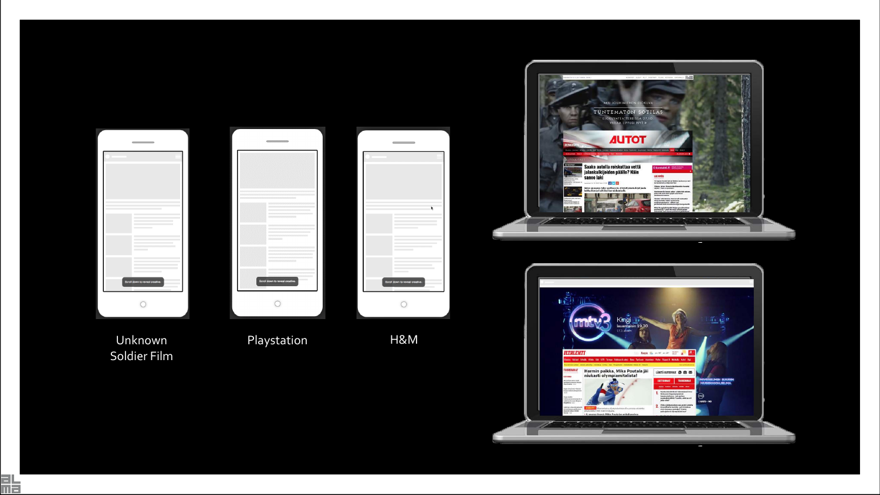Unknown Soldier Film

Playstation

H&M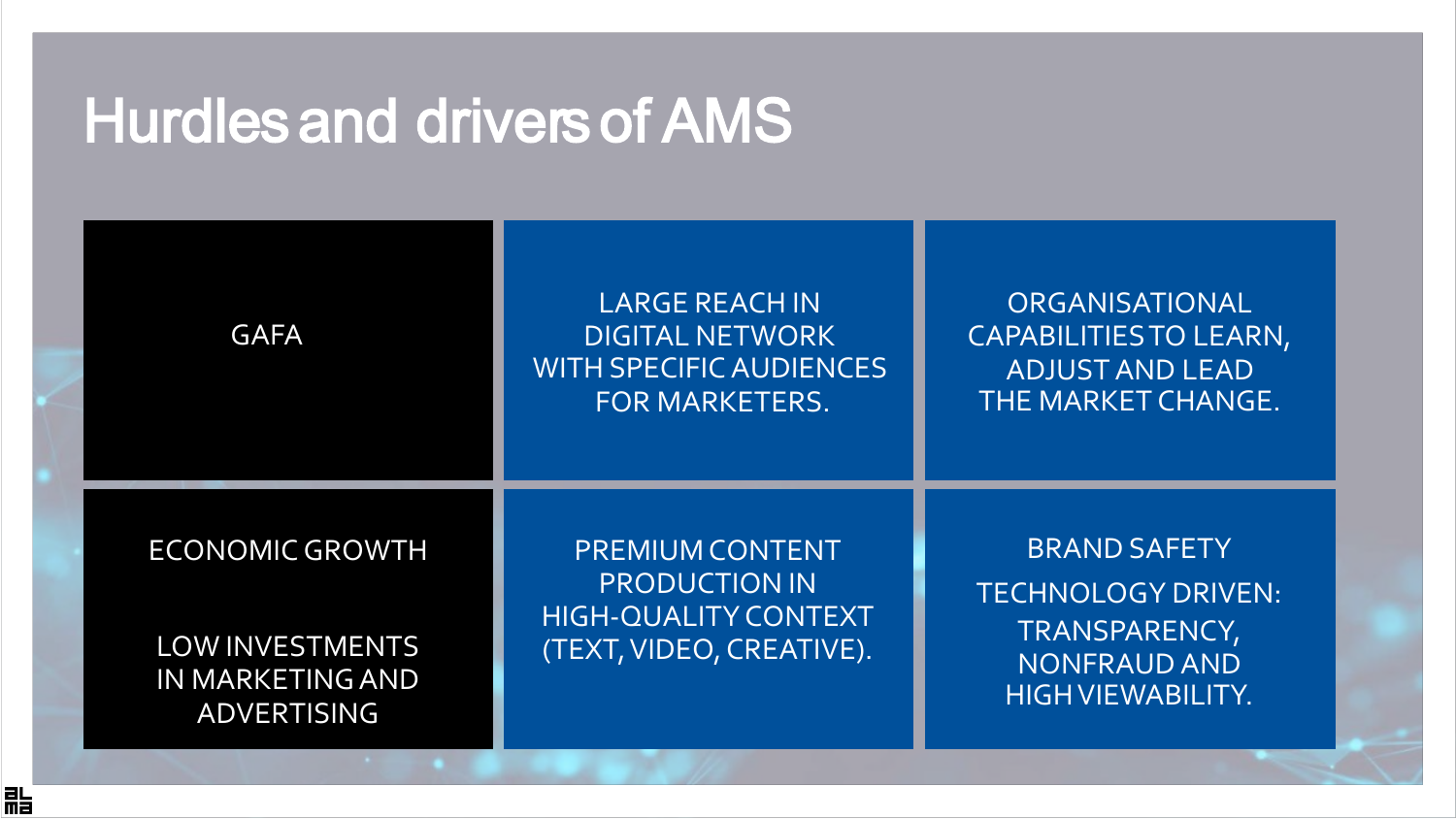# Hurdles and drivers of AMS

| | | |
|---|---|---|
| GAFA | LARGE REACH IN DIGITAL NETWORK WITH SPECIFIC AUDIENCES FOR MARKETERS. | ORGANISATIONAL CAPABILITIES TO LEARN, ADJUST AND LEAD THE MARKET CHANGE. |
| ECONOMIC GROWTH<br><br>LOW INVESTMENTS IN MARKETING AND ADVERTISING | PREMIUM CONTENT PRODUCTION IN HIGH-QUALITY CONTEXT (TEXT, VIDEO, CREATIVE). | BRAND SAFETY<br><br>TECHNOLOGY DRIVEN: TRANSPARENCY, NONFRAUD AND HIGH VIEWABILITY. |